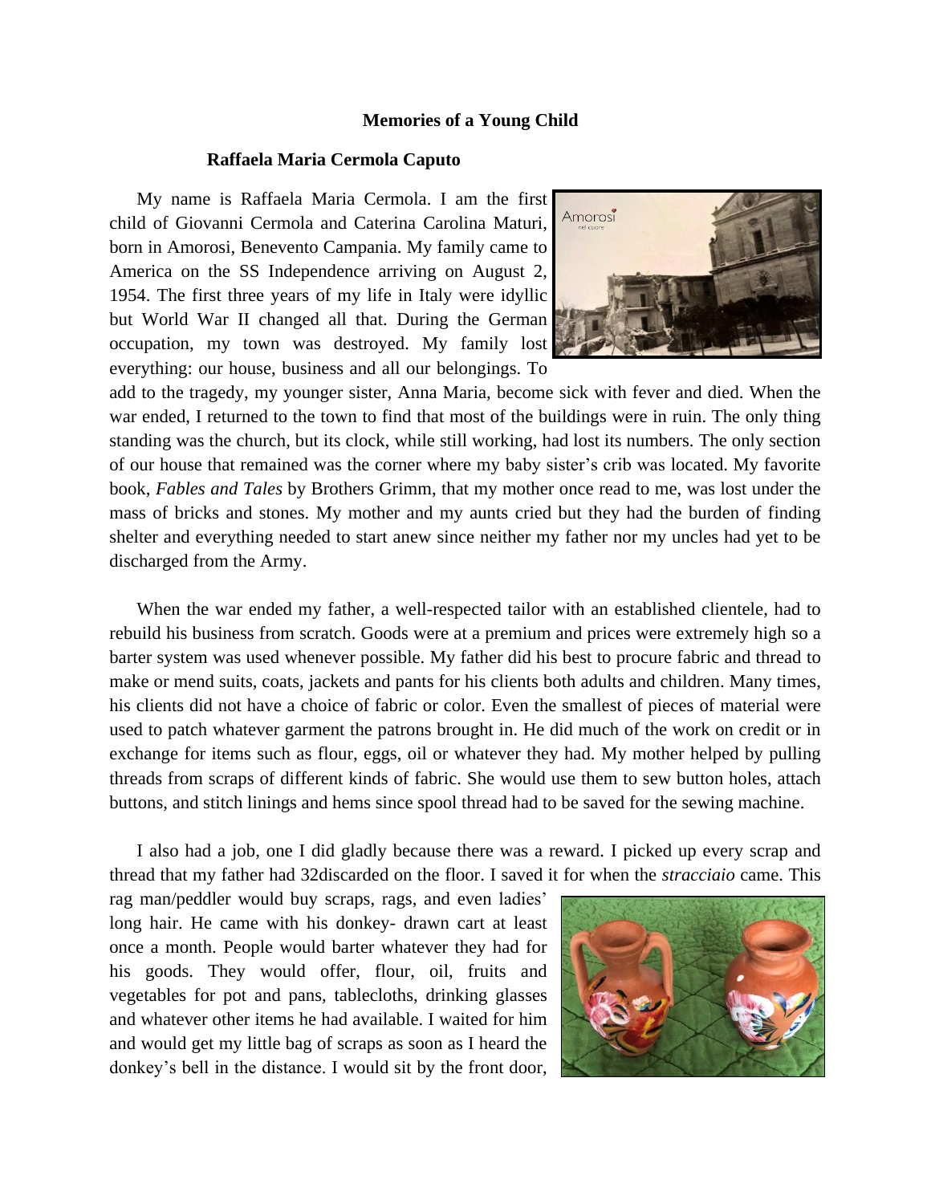**Memories of a Young Child**

**Raffaela Maria Cermola Caputo**

My name is Raffaela Maria Cermola. I am the first child of Giovanni Cermola and Caterina Carolina Maturi, born in Amorosi, Benevento Campania. My family came to America on the SS Independence arriving on August 2, 1954. The first three years of my life in Italy were idyllic but World War II changed all that. During the German occupation, my town was destroyed. My family lost everything: our house, business and all our belongings. To add to the tragedy, my younger sister, Anna Maria, become sick with fever and died. When the war ended, I returned to the town to find that most of the buildings were in ruin. The only thing standing was the church, but its clock, while still working, had lost its numbers. The only section of our house that remained was the corner where my baby sister's crib was located. My favorite book, *Fables and Tales* by Brothers Grimm, that my mother once read to me, was lost under the mass of bricks and stones. My mother and my aunts cried but they had the burden of finding shelter and everything needed to start anew since neither my father nor my uncles had yet to be discharged from the Army.

When the war ended my father, a well-respected tailor with an established clientele, had to rebuild his business from scratch. Goods were at a premium and prices were extremely high so a barter system was used whenever possible. My father did his best to procure fabric and thread to make or mend suits, coats, jackets and pants for his clients both adults and children. Many times, his clients did not have a choice of fabric or color. Even the smallest of pieces of material were used to patch whatever garment the patrons brought in. He did much of the work on credit or in exchange for items such as flour, eggs, oil or whatever they had. My mother helped by pulling threads from scraps of different kinds of fabric. She would use them to sew button holes, attach buttons, and stitch linings and hems since spool thread had to be saved for the sewing machine.

I also had a job, one I did gladly because there was a reward. I picked up every scrap and thread that my father had 32discarded on the floor. I saved it for when the *stracciaio* came. This rag man/peddler would buy scraps, rags, and even ladies' long hair. He came with his donkey- drawn cart at least once a month. People would barter whatever they had for his goods. They would offer, flour, oil, fruits and vegetables for pot and pans, tablecloths, drinking glasses and whatever other items he had available. I waited for him and would get my little bag of scraps as soon as I heard the donkey's bell in the distance. I would sit by the front door,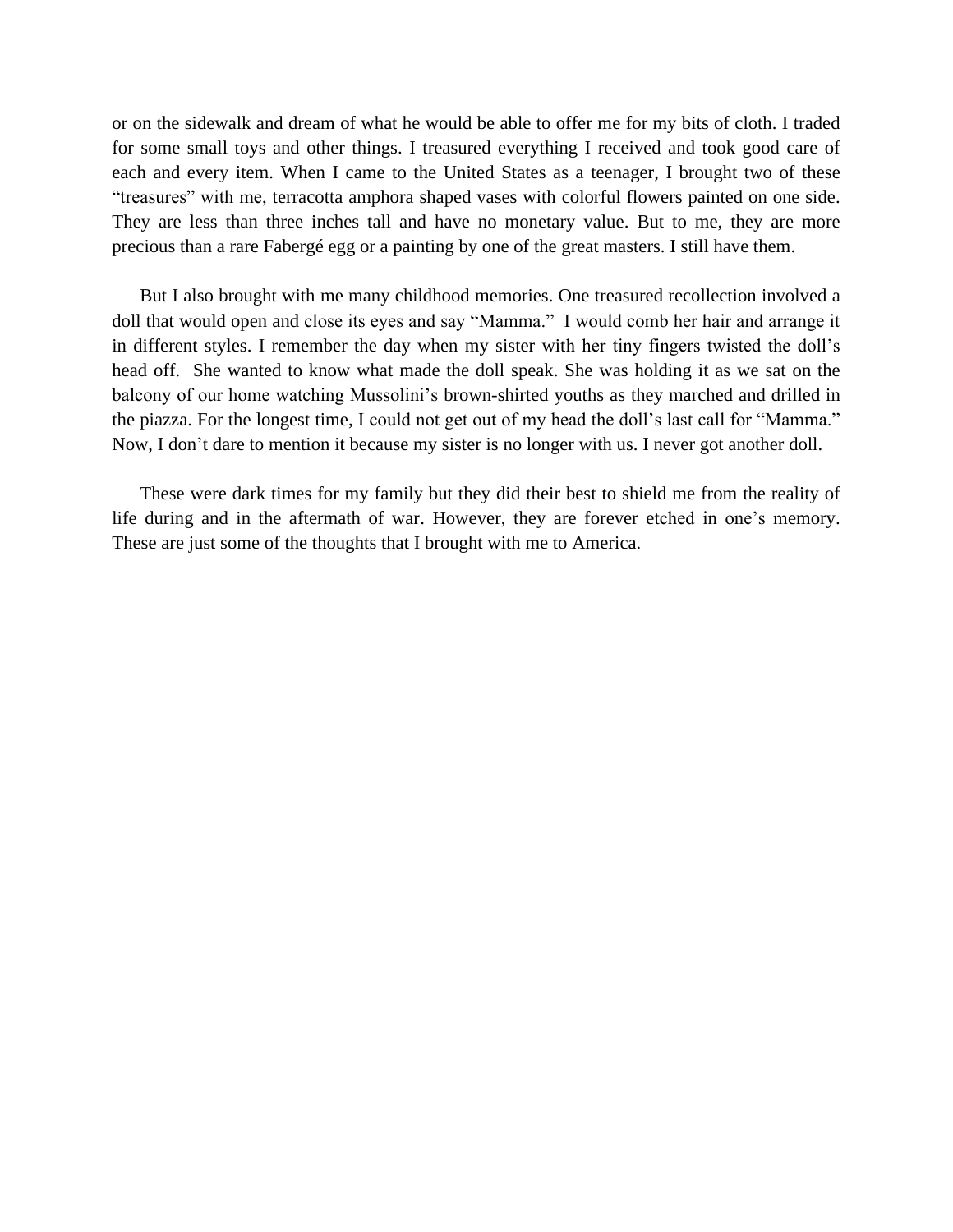or on the sidewalk and dream of what he would be able to offer me for my bits of cloth. I traded for some small toys and other things. I treasured everything I received and took good care of each and every item. When I came to the United States as a teenager, I brought two of these "treasures" with me, terracotta amphora shaped vases with colorful flowers painted on one side. They are less than three inches tall and have no monetary value. But to me, they are more precious than a rare Fabergé egg or a painting by one of the great masters. I still have them.

But I also brought with me many childhood memories. One treasured recollection involved a doll that would open and close its eyes and say "Mamma." I would comb her hair and arrange it in different styles. I remember the day when my sister with her tiny fingers twisted the doll's head off. She wanted to know what made the doll speak. She was holding it as we sat on the balcony of our home watching Mussolini's brown-shirted youths as they marched and drilled in the piazza. For the longest time, I could not get out of my head the doll's last call for "Mamma." Now, I don't dare to mention it because my sister is no longer with us. I never got another doll.

These were dark times for my family but they did their best to shield me from the reality of life during and in the aftermath of war. However, they are forever etched in one's memory. These are just some of the thoughts that I brought with me to America.